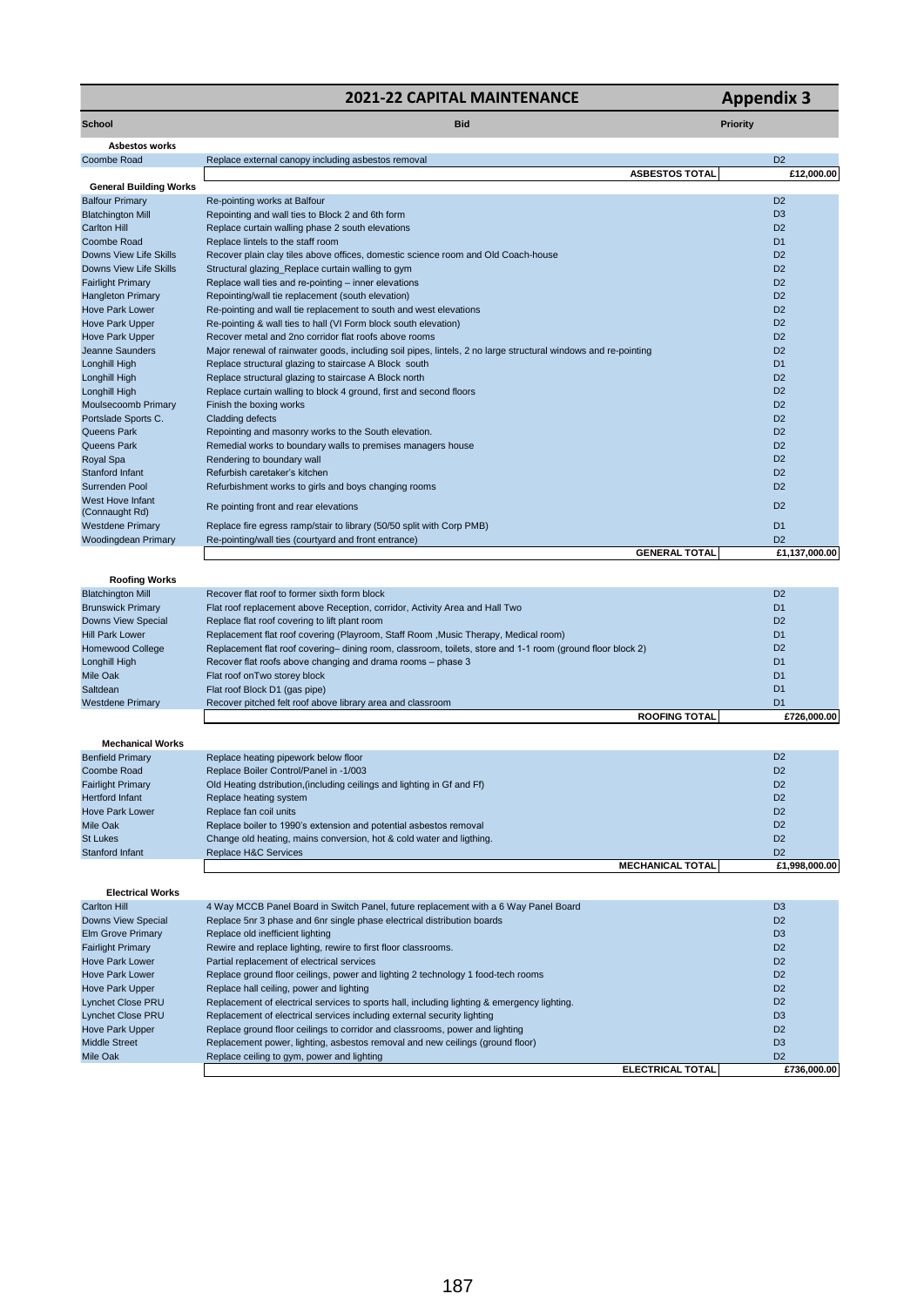# 2021-22 CAPITAL MAINTENANCE

**Appendix 3**

| School | Bid | Priority |
|---|---|---|
| **Asbestos works** | | |
| Coombe Road | Replace external canopy including asbestos removal | D2 |
| | **ASBESTOS TOTAL** | **£12,000.00** |
| **General Building Works** | | |
| Balfour Primary | Re-pointing works at Balfour | D2 |
| Blatchington Mill | Repointing and wall ties to Block 2 and 6th form | D3 |
| Carlton Hill | Replace curtain walling phase 2 south elevations | D2 |
| Coombe Road | Replace lintels to the staff room | D1 |
| Downs View Life Skills | Recover plain clay tiles above offices, domestic science room and Old Coach-house | D2 |
| Downs View Life Skills | Structural glazing_Replace curtain walling to gym | D2 |
| Fairlight Primary | Replace wall ties and re-pointing – inner elevations | D2 |
| Hangleton Primary | Repointing/wall tie replacement (south elevation) | D2 |
| Hove Park Lower | Re-pointing and wall tie replacement to south and west elevations | D2 |
| Hove Park Upper | Re-pointing & wall ties to hall (VI Form block south elevation) | D2 |
| Hove Park Upper | Recover metal and 2no corridor flat roofs above rooms | D2 |
| Jeanne Saunders | Major renewal of rainwater goods, including soil pipes, lintels, 2 no large structural windows and re-pointing | D2 |
| Longhill High | Replace structural glazing to staircase A Block south | D1 |
| Longhill High | Replace structural glazing to staircase A Block north | D2 |
| Longhill High | Replace curtain walling to block 4 ground, first and second floors | D2 |
| Moulsecoomb Primary | Finish the boxing works | D2 |
| Portslade Sports C. | Cladding defects | D2 |
| Queens Park | Repointing and masonry works to the South elevation. | D2 |
| Queens Park | Remedial works to boundary walls to premises managers house | D2 |
| Royal Spa | Rendering to boundary wall | D2 |
| Stanford Infant | Refurbish caretaker's kitchen | D2 |
| Surrenden Pool | Refurbishment works to girls and boys changing rooms | D2 |
| West Hove Infant (Connaught Rd) | Re pointing front and rear elevations | D2 |
| Westdene Primary | Replace fire egress ramp/stair to library (50/50 split with Corp PMB) | D1 |
| Woodingdean Primary | Re-pointing/wall ties (courtyard and front entrance) | D2 |
| | **GENERAL TOTAL** | **£1,137,000.00** |
| **Roofing Works** | | |
| Blatchington Mill | Recover flat roof to former sixth form block | D2 |
| Brunswick Primary | Flat roof replacement above Reception, corridor, Activity Area and Hall Two | D1 |
| Downs View Special | Replace flat roof covering to lift plant room | D2 |
| Hill Park Lower | Replacement flat roof covering (Playroom, Staff Room ,Music Therapy, Medical room) | D1 |
| Homewood College | Replacement flat roof covering– dining room, classroom, toilets, store and 1-1 room (ground floor block 2) | D2 |
| Longhill High | Recover flat roofs above changing and drama rooms – phase 3 | D1 |
| Mile Oak | Flat roof onTwo storey block | D1 |
| Saltdean | Flat roof Block D1 (gas pipe) | D1 |
| Westdene Primary | Recover pitched felt roof above library area and classroom | D1 |
| | **ROOFING TOTAL** | **£726,000.00** |
| **Mechanical Works** | | |
| Benfield Primary | Replace heating pipework below floor | D2 |
| Coombe Road | Replace Boiler Control/Panel in -1/003 | D2 |
| Fairlight Primary | Old Heating dstribution,(including ceilings and lighting in Gf and Ff) | D2 |
| Hertford Infant | Replace heating system | D2 |
| Hove Park Lower | Replace fan coil units | D2 |
| Mile Oak | Replace boiler to 1990's extension and potential asbestos removal | D2 |
| St Lukes | Change old heating, mains conversion, hot & cold water and ligthing. | D2 |
| Stanford Infant | Replace H&C Services | D2 |
| | **MECHANICAL TOTAL** | **£1,998,000.00** |
| **Electrical Works** | | |
| Carlton Hill | 4 Way MCCB Panel Board in Switch Panel, future replacement with a 6 Way Panel Board | D3 |
| Downs View Special | Replace 5nr 3 phase and 6nr single phase electrical distribution boards | D2 |
| Elm Grove Primary | Replace old inefficient lighting | D3 |
| Fairlight Primary | Rewire and replace lighting, rewire to first floor classrooms. | D2 |
| Hove Park Lower | Partial replacement of electrical services | D2 |
| Hove Park Lower | Replace ground floor ceilings, power and lighting 2 technology 1 food-tech rooms | D2 |
| Hove Park Upper | Replace hall ceiling, power and lighting | D2 |
| Lynchet Close PRU | Replacement of electrical services to sports hall, including lighting & emergency lighting. | D2 |
| Lynchet Close PRU | Replacement of electrical services including external security lighting | D3 |
| Hove Park Upper | Replace ground floor ceilings to corridor and classrooms, power and lighting | D2 |
| Middle Street | Replacement power, lighting, asbestos removal and new ceilings (ground floor) | D3 |
| Mile Oak | Replace ceiling to gym, power and lighting | D2 |
| | **ELECTRICAL TOTAL** | **£736,000.00** |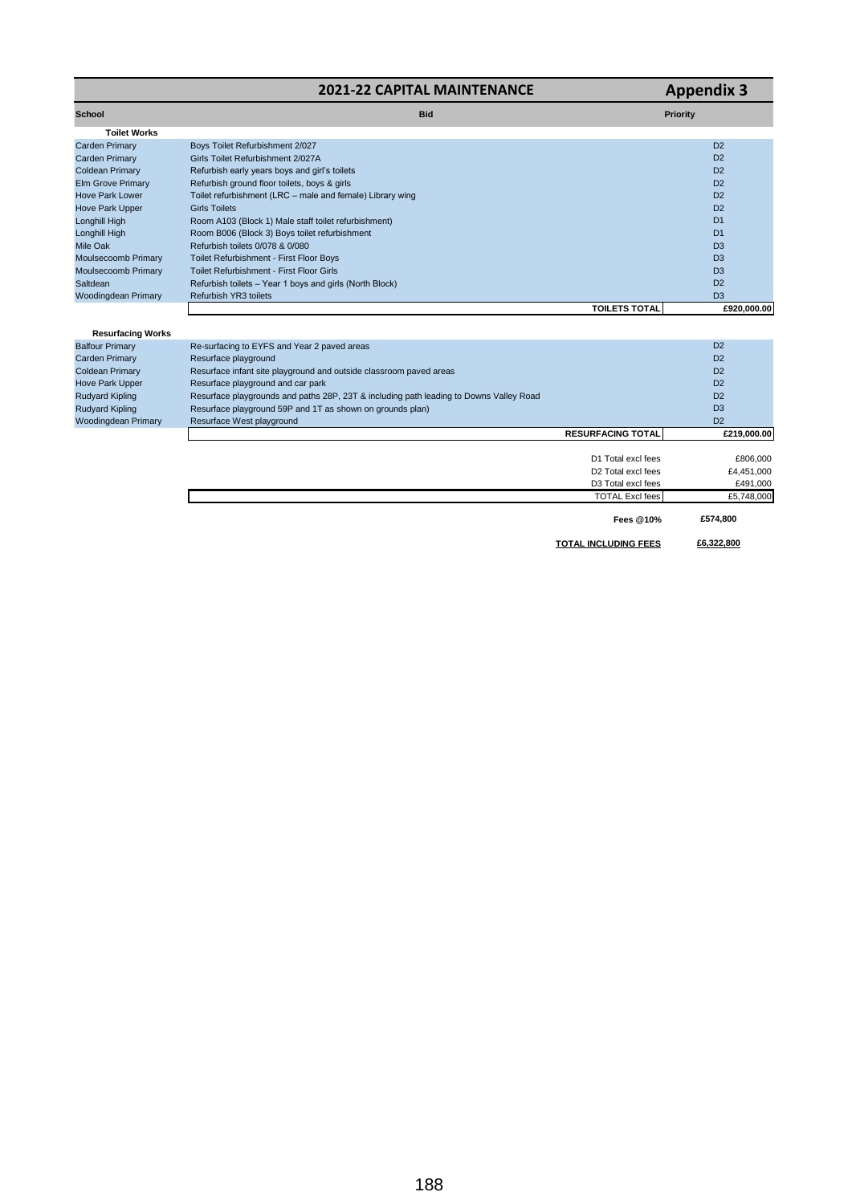# 2021-22 CAPITAL MAINTENANCE

## Appendix 3

| School | Bid | | Priority |
|---|---|---|---|
| **Toilet Works** | | | |
| Carden Primary | Boys Toilet Refurbishment 2/027 | | D2 |
| Carden Primary | Girls Toilet Refurbishment 2/027A | | D2 |
| Coldean Primary | Refurbish early years boys and girl's toilets | | D2 |
| Elm Grove Primary | Refurbish ground floor toilets, boys & girls | | D2 |
| Hove Park Lower | Toilet refurbishment (LRC – male and female) Library wing | | D2 |
| Hove Park Upper | Girls Toilets | | D2 |
| Longhill High | Room A103 (Block 1) Male staff toilet refurbishment) | | D1 |
| Longhill High | Room B006 (Block 3) Boys toilet refurbishment | | D1 |
| Mile Oak | Refurbish toilets 0/078 & 0/080 | | D3 |
| Moulsecoomb Primary | Toilet Refurbishment - First Floor Boys | | D3 |
| Moulsecoomb Primary | Toilet Refurbishment - First Floor Girls | | D3 |
| Saltdean | Refurbish toilets – Year 1 boys and girls (North Block) | | D2 |
| Woodingdean Primary | Refurbish YR3 toilets | | D3 |
| | | **TOILETS TOTAL** | **£920,000.00** |
| **Resurfacing Works** | | | |
| Balfour Primary | Re-surfacing to EYFS and Year 2 paved areas | | D2 |
| Carden Primary | Resurface playground | | D2 |
| Coldean Primary | Resurface infant site playground and outside classroom paved areas | | D2 |
| Hove Park Upper | Resurface playground and car park | | D2 |
| Rudyard Kipling | Resurface playgrounds and paths 28P, 23T & including path leading to Downs Valley Road | | D2 |
| Rudyard Kipling | Resurface playground 59P and 1T as shown on grounds plan) | | D3 |
| Woodingdean Primary | Resurface West playground | | D2 |
| | | **RESURFACING TOTAL** | **£219,000.00** |
| | | D1 Total excl fees | £806,000 |
| | | D2 Total excl fees | £4,451,000 |
| | | D3 Total excl fees | £491,000 |
| | | TOTAL Excl fees | £5,748,000 |
| | | **Fees @10%** | **£574,800** |
| | | **TOTAL INCLUDING FEES** | **£6,322,800** |